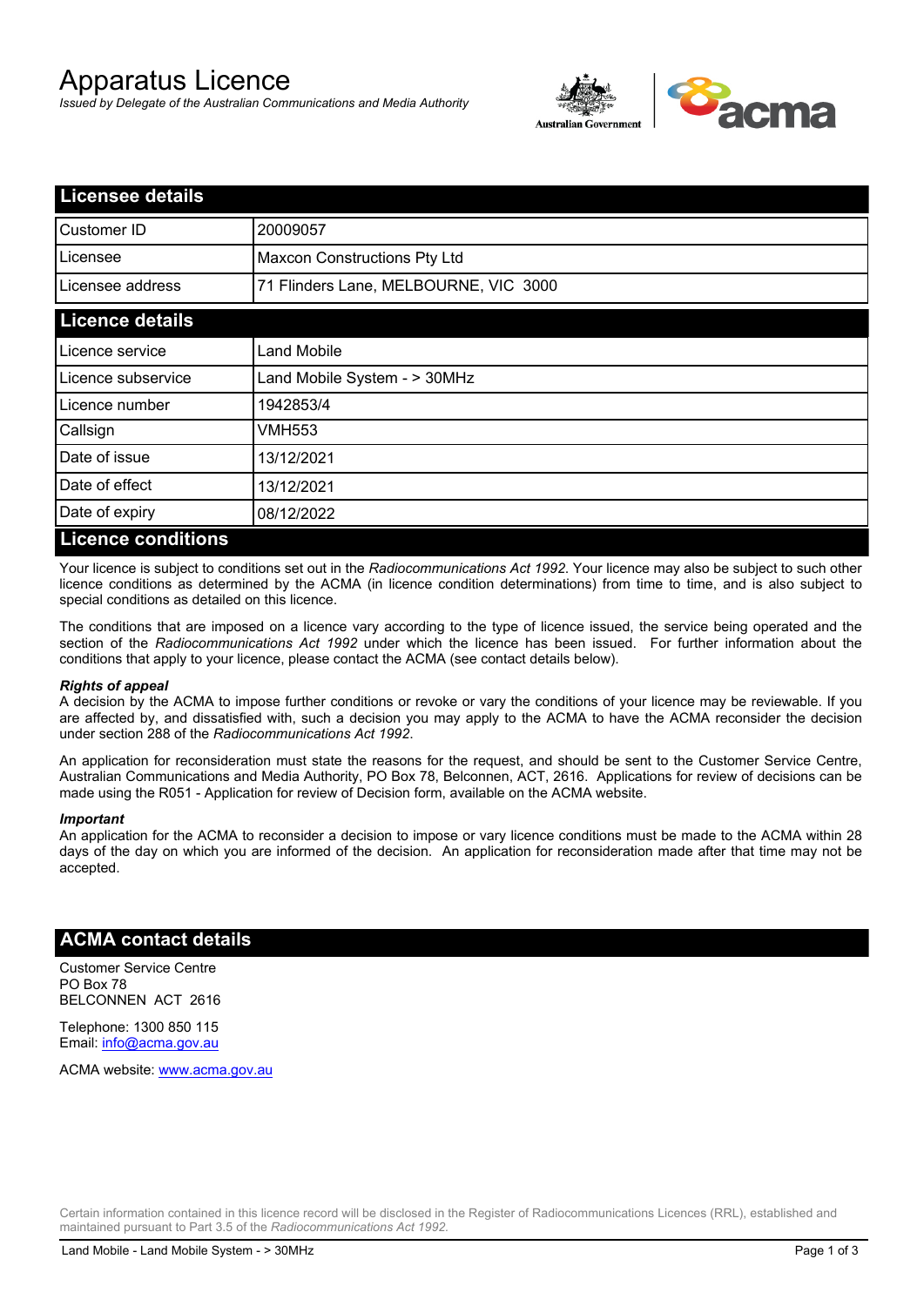# Apparatus Licence

*Issued by Delegate of the Australian Communications and Media Authority*

## Licensee details

| | |
|---|---|
| Customer ID | 20009057 |
| Licensee | Maxcon Constructions Pty Ltd |
| Licensee address | 71 Flinders Lane, MELBOURNE, VIC 3000 |

## Licence details

| | |
|---|---|
| Licence service | Land Mobile |
| Licence subservice | Land Mobile System - > 30MHz |
| Licence number | 1942853/4 |
| Callsign | VMH553 |
| Date of issue | 13/12/2021 |
| Date of effect | 13/12/2021 |
| Date of expiry | 08/12/2022 |

## Licence conditions

Your licence is subject to conditions set out in the *Radiocommunications Act 1992*. Your licence may also be subject to such other licence conditions as determined by the ACMA (in licence condition determinations) from time to time, and is also subject to special conditions as detailed on this licence.

The conditions that are imposed on a licence vary according to the type of licence issued, the service being operated and the section of the *Radiocommunications Act 1992* under which the licence has been issued. For further information about the conditions that apply to your licence, please contact the ACMA (see contact details below).

***Rights of appeal***

A decision by the ACMA to impose further conditions or revoke or vary the conditions of your licence may be reviewable. If you are affected by, and dissatisfied with, such a decision you may apply to the ACMA to have the ACMA reconsider the decision under section 288 of the *Radiocommunications Act 1992*.

An application for reconsideration must state the reasons for the request, and should be sent to the Customer Service Centre, Australian Communications and Media Authority, PO Box 78, Belconnen, ACT, 2616. Applications for review of decisions can be made using the R051 - Application for review of Decision form, available on the ACMA website.

***Important***

An application for the ACMA to reconsider a decision to impose or vary licence conditions must be made to the ACMA within 28 days of the day on which you are informed of the decision. An application for reconsideration made after that time may not be accepted.

## ACMA contact details

Customer Service Centre
PO Box 78
BELCONNEN ACT 2616

Telephone: 1300 850 115
Email: info@acma.gov.au

ACMA website: www.acma.gov.au

Certain information contained in this licence record will be disclosed in the Register of Radiocommunications Licences (RRL), established and maintained pursuant to Part 3.5 of the *Radiocommunications Act 1992.*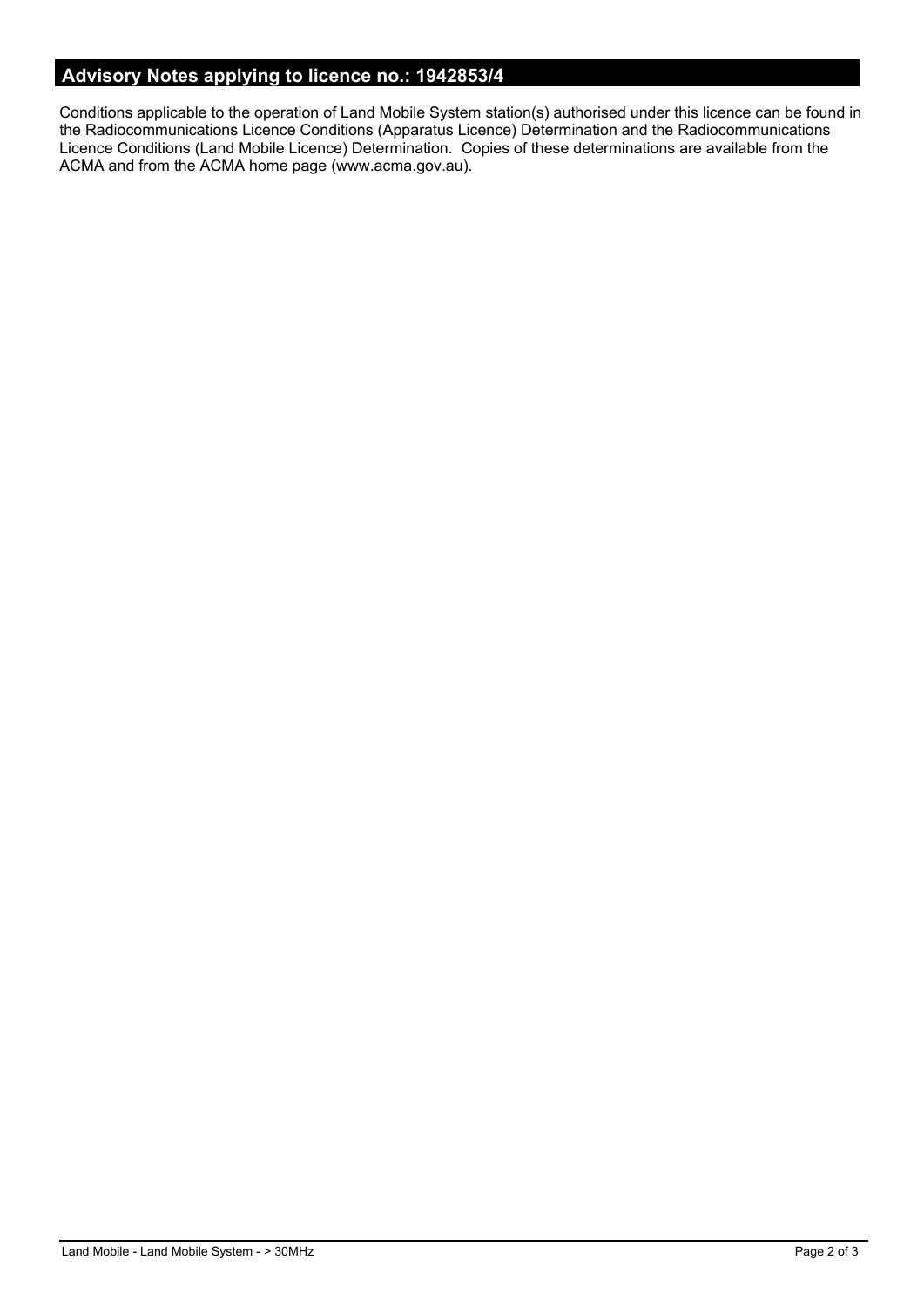## Advisory Notes applying to licence no.: 1942853/4

Conditions applicable to the operation of Land Mobile System station(s) authorised under this licence can be found in the Radiocommunications Licence Conditions (Apparatus Licence) Determination and the Radiocommunications Licence Conditions (Land Mobile Licence) Determination. Copies of these determinations are available from the ACMA and from the ACMA home page (www.acma.gov.au).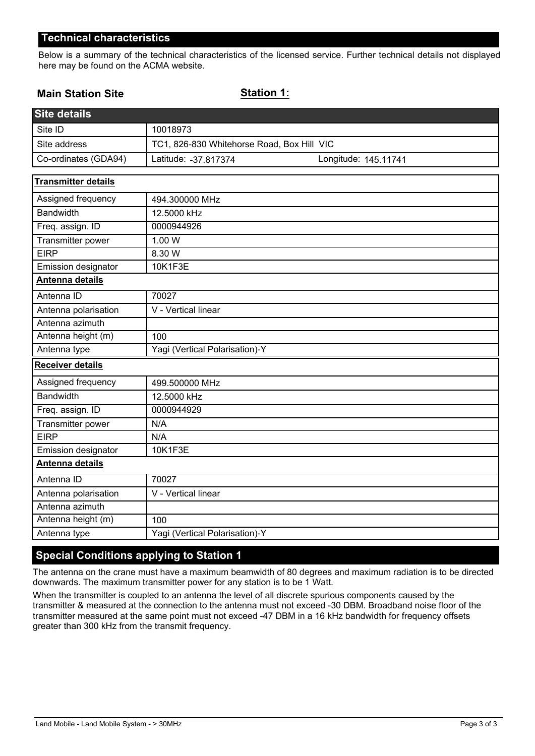## Technical characteristics

Below is a summary of the technical characteristics of the licensed service. Further technical details not displayed here may be found on the ACMA website.

**Main Station Site** **Station 1:**

| Site details | |
|---|---|
| Site ID | 10018973 |
| Site address | TC1, 826-830 Whitehorse Road, Box Hill VIC |
| Co-ordinates (GDA94) | Latitude: -37.817374 Longitude: 145.11741 |

| Transmitter details | |
|---|---|
| Assigned frequency | 494.300000 MHz |
| Bandwidth | 12.5000 kHz |
| Freq. assign. ID | 0000944926 |
| Transmitter power | 1.00 W |
| EIRP | 8.30 W |
| Emission designator | 10K1F3E |
| **Antenna details** | |
| Antenna ID | 70027 |
| Antenna polarisation | V - Vertical linear |
| Antenna azimuth | |
| Antenna height (m) | 100 |
| Antenna type | Yagi (Vertical Polarisation)-Y |

| Receiver details | |
|---|---|
| Assigned frequency | 499.500000 MHz |
| Bandwidth | 12.5000 kHz |
| Freq. assign. ID | 0000944929 |
| Transmitter power | N/A |
| EIRP | N/A |
| Emission designator | 10K1F3E |
| **Antenna details** | |
| Antenna ID | 70027 |
| Antenna polarisation | V - Vertical linear |
| Antenna azimuth | |
| Antenna height (m) | 100 |
| Antenna type | Yagi (Vertical Polarisation)-Y |

## Special Conditions applying to Station 1

The antenna on the crane must have a maximum beamwidth of 80 degrees and maximum radiation is to be directed downwards. The maximum transmitter power for any station is to be 1 Watt.

When the transmitter is coupled to an antenna the level of all discrete spurious components caused by the transmitter & measured at the connection to the antenna must not exceed -30 DBM. Broadband noise floor of the transmitter measured at the same point must not exceed -47 DBM in a 16 kHz bandwidth for frequency offsets greater than 300 kHz from the transmit frequency.